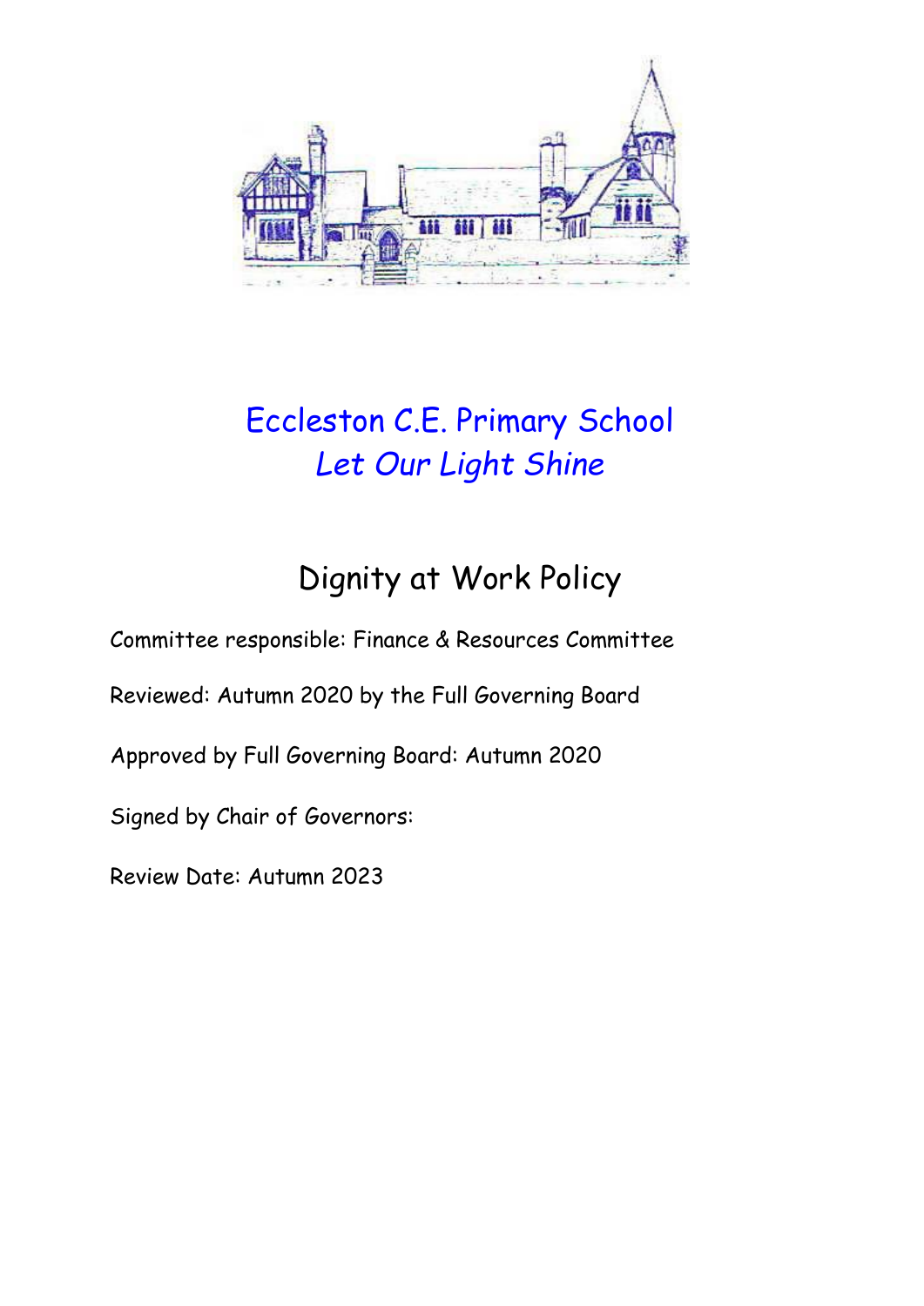# Eccleston C.E. Primary School

*Let Our Light Shine*

## Dignity at Work Policy

Committee responsible: Finance & Resources Committee

Reviewed: Autumn 2020 by the Full Governing Board

Approved by Full Governing Board: Autumn 2020

Signed by Chair of Governors:

Review Date: Autumn 2023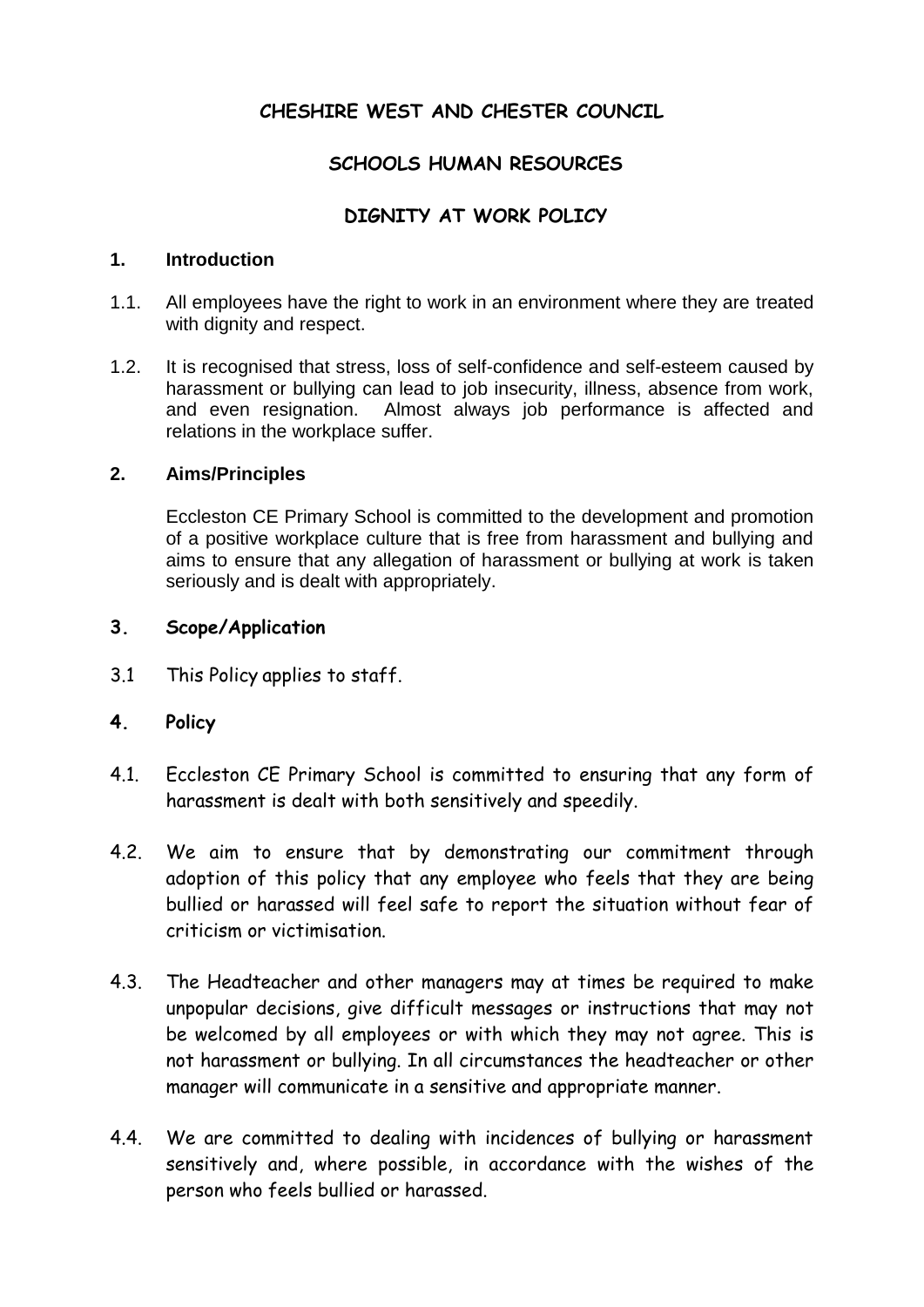**CHESHIRE WEST AND CHESTER COUNCIL**

**SCHOOLS HUMAN RESOURCES**

**DIGNITY AT WORK POLICY**

**1. Introduction**

1.1. All employees have the right to work in an environment where they are treated with dignity and respect.

1.2. It is recognised that stress, loss of self-confidence and self-esteem caused by harassment or bullying can lead to job insecurity, illness, absence from work, and even resignation. Almost always job performance is affected and relations in the workplace suffer.

**2. Aims/Principles**

Eccleston CE Primary School is committed to the development and promotion of a positive workplace culture that is free from harassment and bullying and aims to ensure that any allegation of harassment or bullying at work is taken seriously and is dealt with appropriately.

**3. Scope/Application**

3.1 This Policy applies to staff.

**4. Policy**

4.1. Eccleston CE Primary School is committed to ensuring that any form of harassment is dealt with both sensitively and speedily.

4.2. We aim to ensure that by demonstrating our commitment through adoption of this policy that any employee who feels that they are being bullied or harassed will feel safe to report the situation without fear of criticism or victimisation.

4.3. The Headteacher and other managers may at times be required to make unpopular decisions, give difficult messages or instructions that may not be welcomed by all employees or with which they may not agree. This is not harassment or bullying. In all circumstances the headteacher or other manager will communicate in a sensitive and appropriate manner.

4.4. We are committed to dealing with incidences of bullying or harassment sensitively and, where possible, in accordance with the wishes of the person who feels bullied or harassed.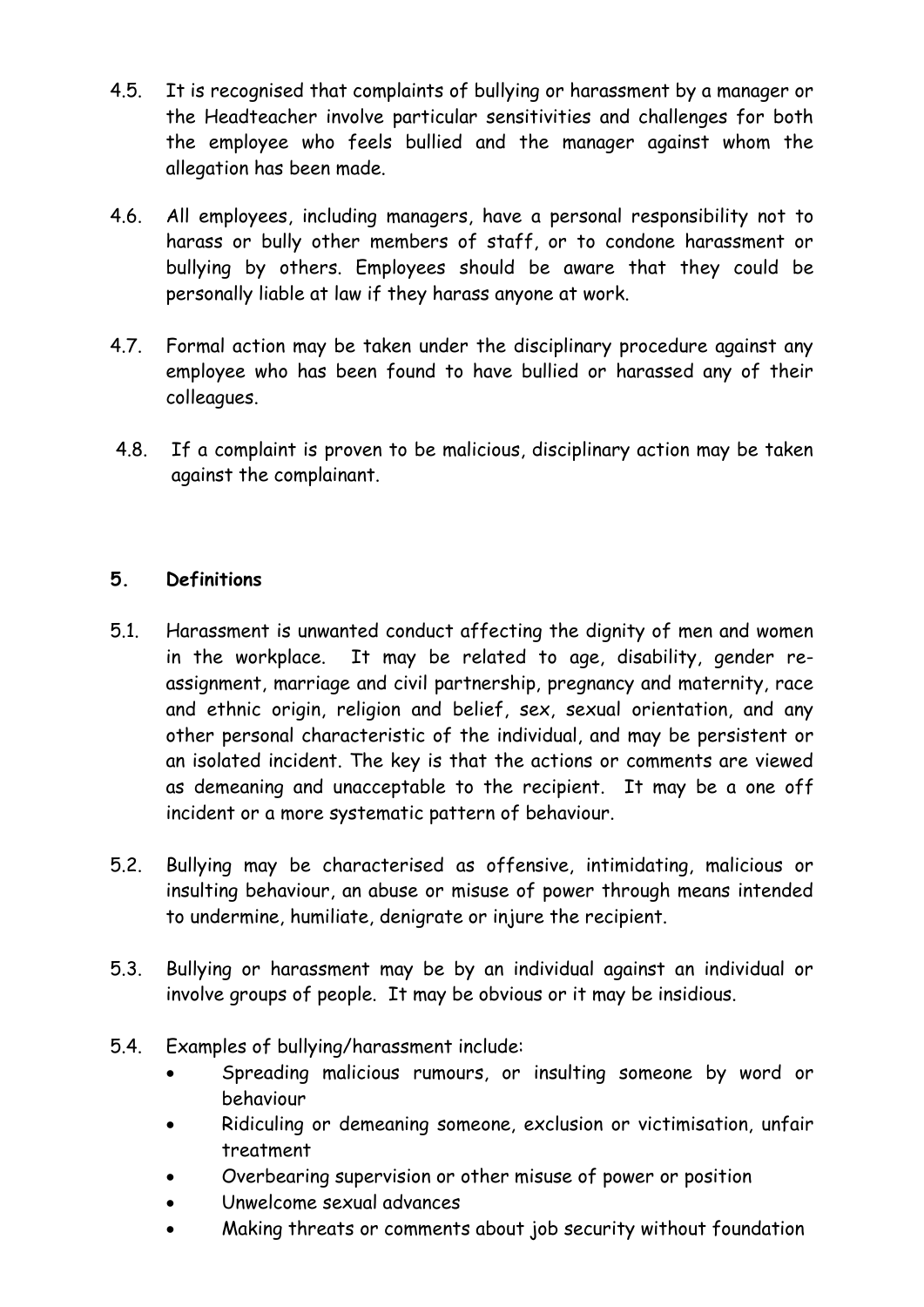4.5. It is recognised that complaints of bullying or harassment by a manager or the Headteacher involve particular sensitivities and challenges for both the employee who feels bullied and the manager against whom the allegation has been made.

4.6. All employees, including managers, have a personal responsibility not to harass or bully other members of staff, or to condone harassment or bullying by others. Employees should be aware that they could be personally liable at law if they harass anyone at work.

4.7. Formal action may be taken under the disciplinary procedure against any employee who has been found to have bullied or harassed any of their colleagues.

4.8. If a complaint is proven to be malicious, disciplinary action may be taken against the complainant.

## 5. Definitions

5.1. Harassment is unwanted conduct affecting the dignity of men and women in the workplace. It may be related to age, disability, gender re-assignment, marriage and civil partnership, pregnancy and maternity, race and ethnic origin, religion and belief, sex, sexual orientation, and any other personal characteristic of the individual, and may be persistent or an isolated incident. The key is that the actions or comments are viewed as demeaning and unacceptable to the recipient. It may be a one off incident or a more systematic pattern of behaviour.

5.2. Bullying may be characterised as offensive, intimidating, malicious or insulting behaviour, an abuse or misuse of power through means intended to undermine, humiliate, denigrate or injure the recipient.

5.3. Bullying or harassment may be by an individual against an individual or involve groups of people. It may be obvious or it may be insidious.

5.4. Examples of bullying/harassment include:

- Spreading malicious rumours, or insulting someone by word or behaviour
- Ridiculing or demeaning someone, exclusion or victimisation, unfair treatment
- Overbearing supervision or other misuse of power or position
- Unwelcome sexual advances
- Making threats or comments about job security without foundation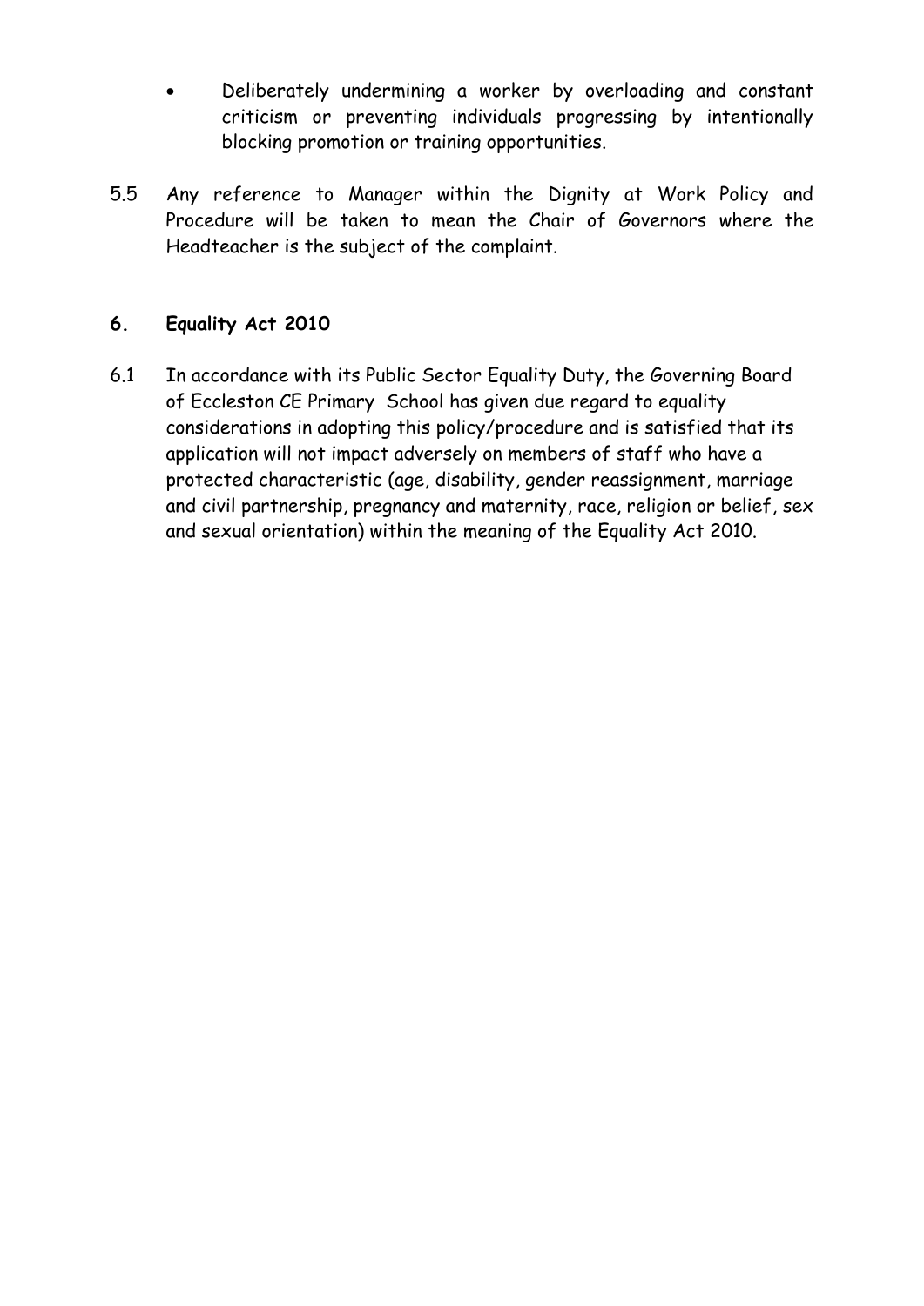- Deliberately undermining a worker by overloading and constant criticism or preventing individuals progressing by intentionally blocking promotion or training opportunities.

5.5 Any reference to Manager within the Dignity at Work Policy and Procedure will be taken to mean the Chair of Governors where the Headteacher is the subject of the complaint.

## 6. Equality Act 2010

6.1 In accordance with its Public Sector Equality Duty, the Governing Board of Eccleston CE Primary School has given due regard to equality considerations in adopting this policy/procedure and is satisfied that its application will not impact adversely on members of staff who have a protected characteristic (age, disability, gender reassignment, marriage and civil partnership, pregnancy and maternity, race, religion or belief, sex and sexual orientation) within the meaning of the Equality Act 2010.